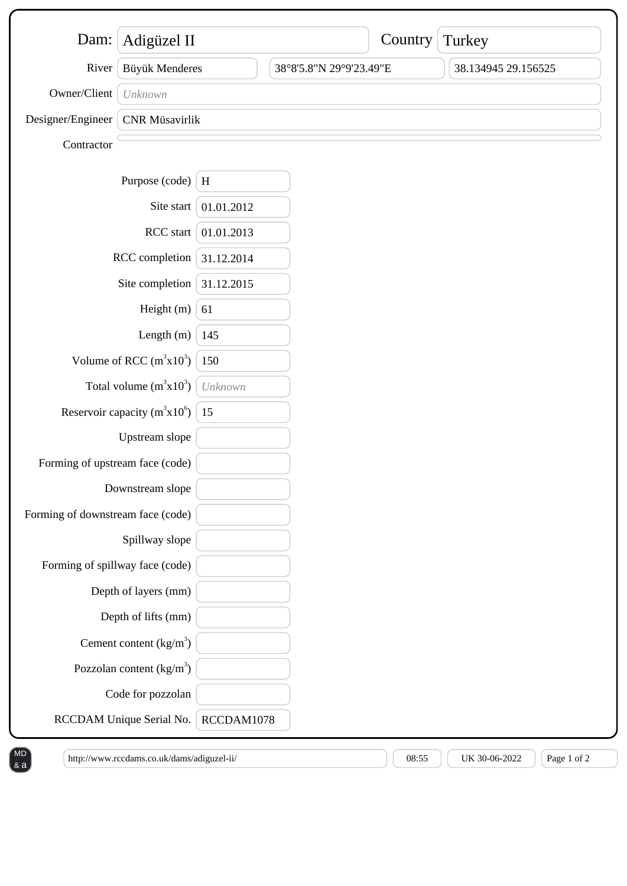**Dam:** Adigüzel II

**Country:** Turkey

| Field | Value |
|---|---|
| River | Büyük Menderes |
| Coordinates | 38°8'5.8"N 29°9'23.49"E |
| Decimal coordinates | 38.134945 29.156525 |
| Owner/Client | *Unknown* |
| Designer/Engineer | CNR Müsavirlik |
| Contractor | |

| Field | Value |
|---|---|
| Purpose (code) | H |
| Site start | 01.01.2012 |
| RCC start | 01.01.2013 |
| RCC completion | 31.12.2014 |
| Site completion | 31.12.2015 |
| Height (m) | 61 |
| Length (m) | 145 |
| Volume of RCC ($m^3x10^3$) | 150 |
| Total volume ($m^3x10^3$) | *Unknown* |
| Reservoir capacity ($m^3x10^6$) | 15 |
| Upstream slope | |
| Forming of upstream face (code) | |
| Downstream slope | |
| Forming of downstream face (code) | |
| Spillway slope | |
| Forming of spillway face (code) | |
| Depth of layers (mm) | |
| Depth of lifts (mm) | |
| Cement content ($kg/m^3$) | |
| Pozzolan content ($kg/m^3$) | |
| Code for pozzolan | |
| RCCDAM Unique Serial No. | RCCDAM1078 |

http://www.rccdams.co.uk/dams/adiguzel-ii/ 08:55 UK 30-06-2022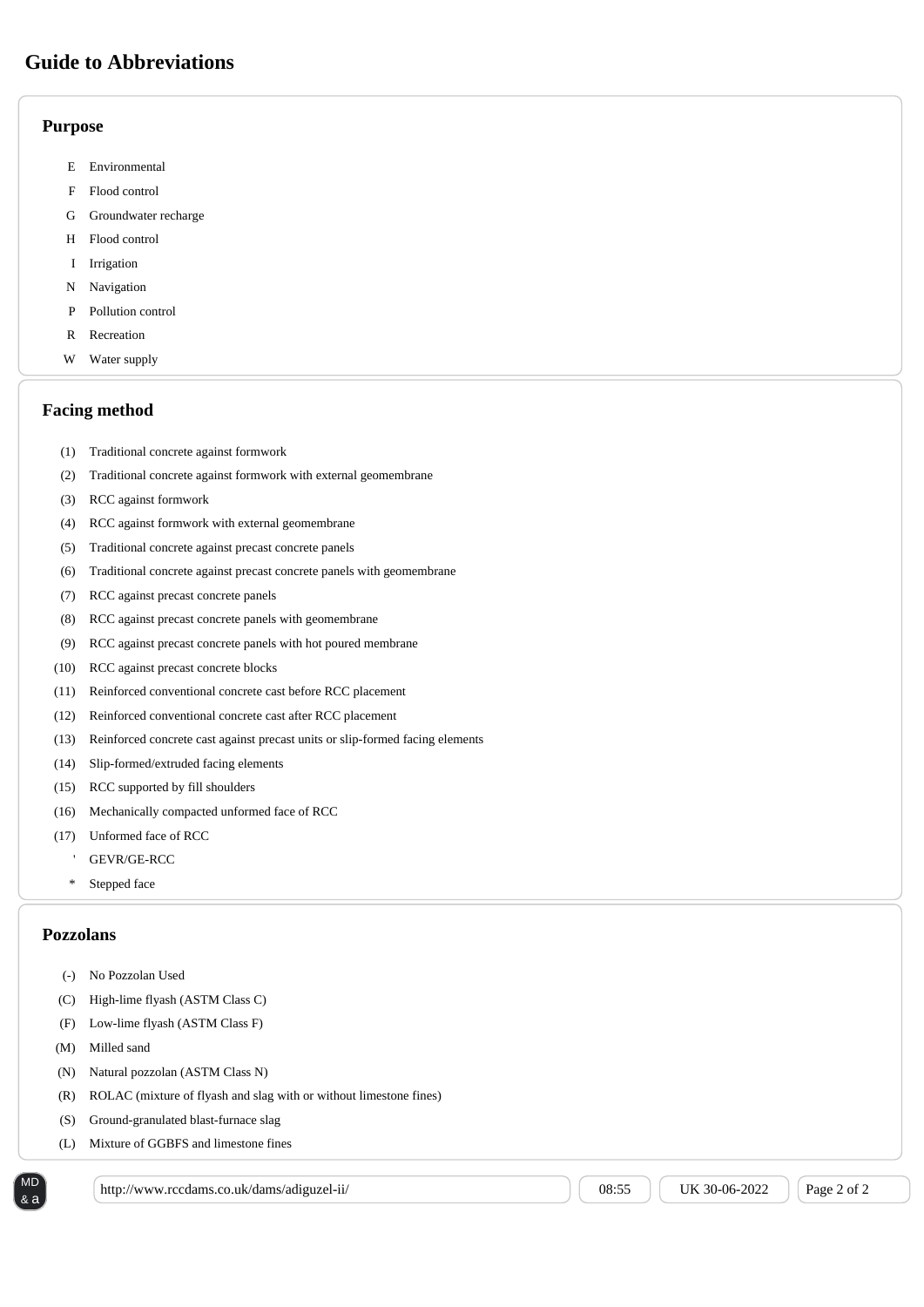# Guide to Abbreviations

## Purpose

- E Environmental
- F Flood control
- G Groundwater recharge
- H Flood control
- I Irrigation
- N Navigation
- P Pollution control
- R Recreation
- W Water supply

## Facing method

- (1) Traditional concrete against formwork
- (2) Traditional concrete against formwork with external geomembrane
- (3) RCC against formwork
- (4) RCC against formwork with external geomembrane
- (5) Traditional concrete against precast concrete panels
- (6) Traditional concrete against precast concrete panels with geomembrane
- (7) RCC against precast concrete panels
- (8) RCC against precast concrete panels with geomembrane
- (9) RCC against precast concrete panels with hot poured membrane
- (10) RCC against precast concrete blocks
- (11) Reinforced conventional concrete cast before RCC placement
- (12) Reinforced conventional concrete cast after RCC placement
- (13) Reinforced concrete cast against precast units or slip-formed facing elements
- (14) Slip-formed/extruded facing elements
- (15) RCC supported by fill shoulders
- (16) Mechanically compacted unformed face of RCC
- (17) Unformed face of RCC
- ' GEVR/GE-RCC
- * Stepped face

## Pozzolans

- (-) No Pozzolan Used
- (C) High-lime flyash (ASTM Class C)
- (F) Low-lime flyash (ASTM Class F)
- (M) Milled sand
- (N) Natural pozzolan (ASTM Class N)
- (R) ROLAC (mixture of flyash and slag with or without limestone fines)
- (S) Ground-granulated blast-furnace slag
- (L) Mixture of GGBFS and limestone fines